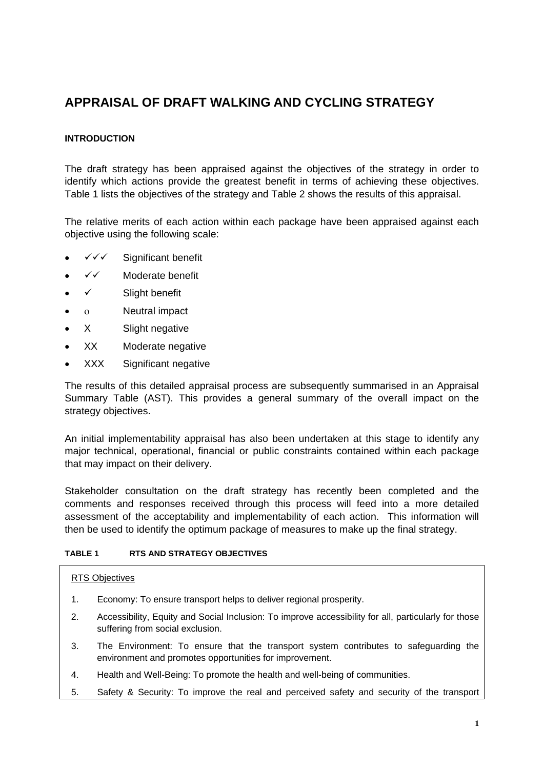# APPRAISAL OF DRAFT WALKING AND CYCLING STRATEGY

#### INTRODUCTION

The draft strategy has been appraised against the objectives of the strategy in order to identify which actions provide the greatest benefit in terms of achieving these objectives. Table 1 lists the objectives of the strategy and Table 2 shows the results of this appraisal.

The relative merits of each action within each package have been appraised against each objective using the following scale:

- ✓✓✓ Significant benefit
- ✓✓ Moderate benefit
- ✓ Slight benefit
- o Neutral impact
- X Slight negative
- XX Moderate negative
- XXX Significant negative

The results of this detailed appraisal process are subsequently summarised in an Appraisal Summary Table (AST). This provides a general summary of the overall impact on the strategy objectives.

An initial implementability appraisal has also been undertaken at this stage to identify any major technical, operational, financial or public constraints contained within each package that may impact on their delivery.

Stakeholder consultation on the draft strategy has recently been completed and the comments and responses received through this process will feed into a more detailed assessment of the acceptability and implementability of each action. This information will then be used to identify the optimum package of measures to make up the final strategy.

#### TABLE 1 RTS AND STRATEGY OBJECTIVES

RTS Objectives

1. Economy: To ensure transport helps to deliver regional prosperity.
2. Accessibility, Equity and Social Inclusion: To improve accessibility for all, particularly for those suffering from social exclusion.
3. The Environment: To ensure that the transport system contributes to safeguarding the environment and promotes opportunities for improvement.
4. Health and Well-Being: To promote the health and well-being of communities.
5. Safety & Security: To improve the real and perceived safety and security of the transport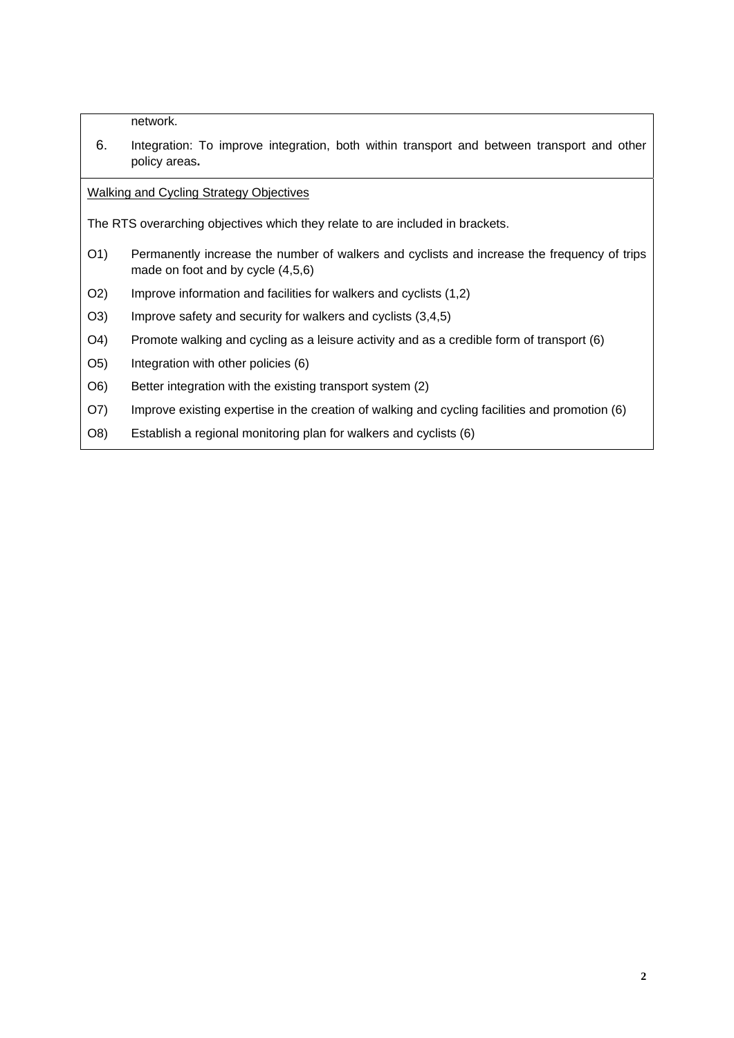network.

6. Integration: To improve integration, both within transport and between transport and other policy areas**.**

<u>Walking and Cycling Strategy Objectives</u>

The RTS overarching objectives which they relate to are included in brackets.

O1) Permanently increase the number of walkers and cyclists and increase the frequency of trips made on foot and by cycle (4,5,6)

O2) Improve information and facilities for walkers and cyclists (1,2)

O3) Improve safety and security for walkers and cyclists (3,4,5)

O4) Promote walking and cycling as a leisure activity and as a credible form of transport (6)

O5) Integration with other policies (6)

O6) Better integration with the existing transport system (2)

O7) Improve existing expertise in the creation of walking and cycling facilities and promotion (6)

O8) Establish a regional monitoring plan for walkers and cyclists (6)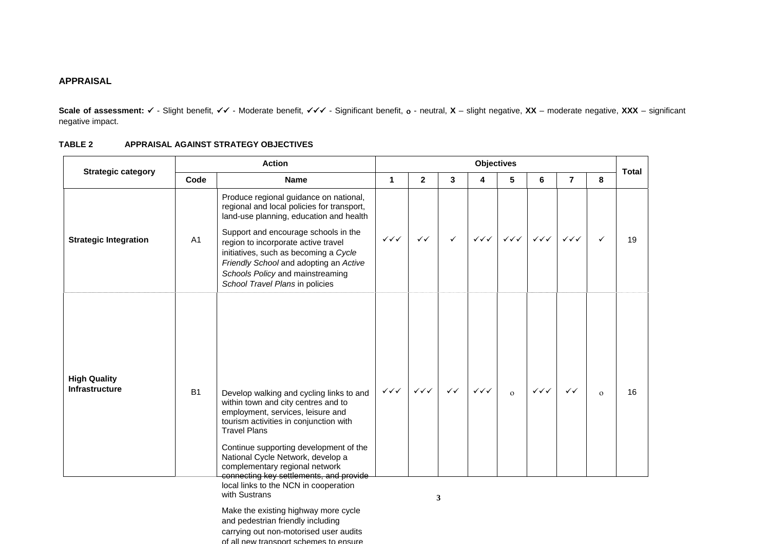## APPRAISAL

**Scale of assessment:** ✓ - Slight benefit, ✓✓ - Moderate benefit, ✓✓✓ - Significant benefit, o - neutral, **X** – slight negative, **XX** – moderate negative, **XXX** – significant negative impact.

**TABLE 2 APPRAISAL AGAINST STRATEGY OBJECTIVES**

| Strategic category | Action | | Objectives | | | | | | | | Total |
|---|---|---|---|---|---|---|---|---|---|---|---|
| | Code | Name | 1 | 2 | 3 | 4 | 5 | 6 | 7 | 8 | |
| **Strategic Integration** | A1 | Produce regional guidance on national, regional and local policies for transport, land-use planning, education and health<br><br>Support and encourage schools in the region to incorporate active travel initiatives, such as becoming a *Cycle Friendly School* and adopting an *Active Schools Policy* and mainstreaming *School Travel Plans* in policies | ✓✓✓ | ✓✓ | ✓ | ✓✓✓ | ✓✓✓ | ✓✓✓ | ✓✓✓ | ✓ | 19 |
| **High Quality Infrastructure** | B1 | Develop walking and cycling links to and within town and city centres and to employment, services, leisure and tourism activities in conjunction with Travel Plans<br><br>Continue supporting development of the National Cycle Network, develop a complementary regional network connecting key settlements, and provide local links to the NCN in cooperation with Sustrans<br><br>Make the existing highway more cycle and pedestrian friendly including carrying out non-motorised user audits of all new transport schemes to ensure | ✓✓✓ | ✓✓✓ | ✓✓ | ✓✓✓ | o | ✓✓✓ | ✓✓ | o | 16 |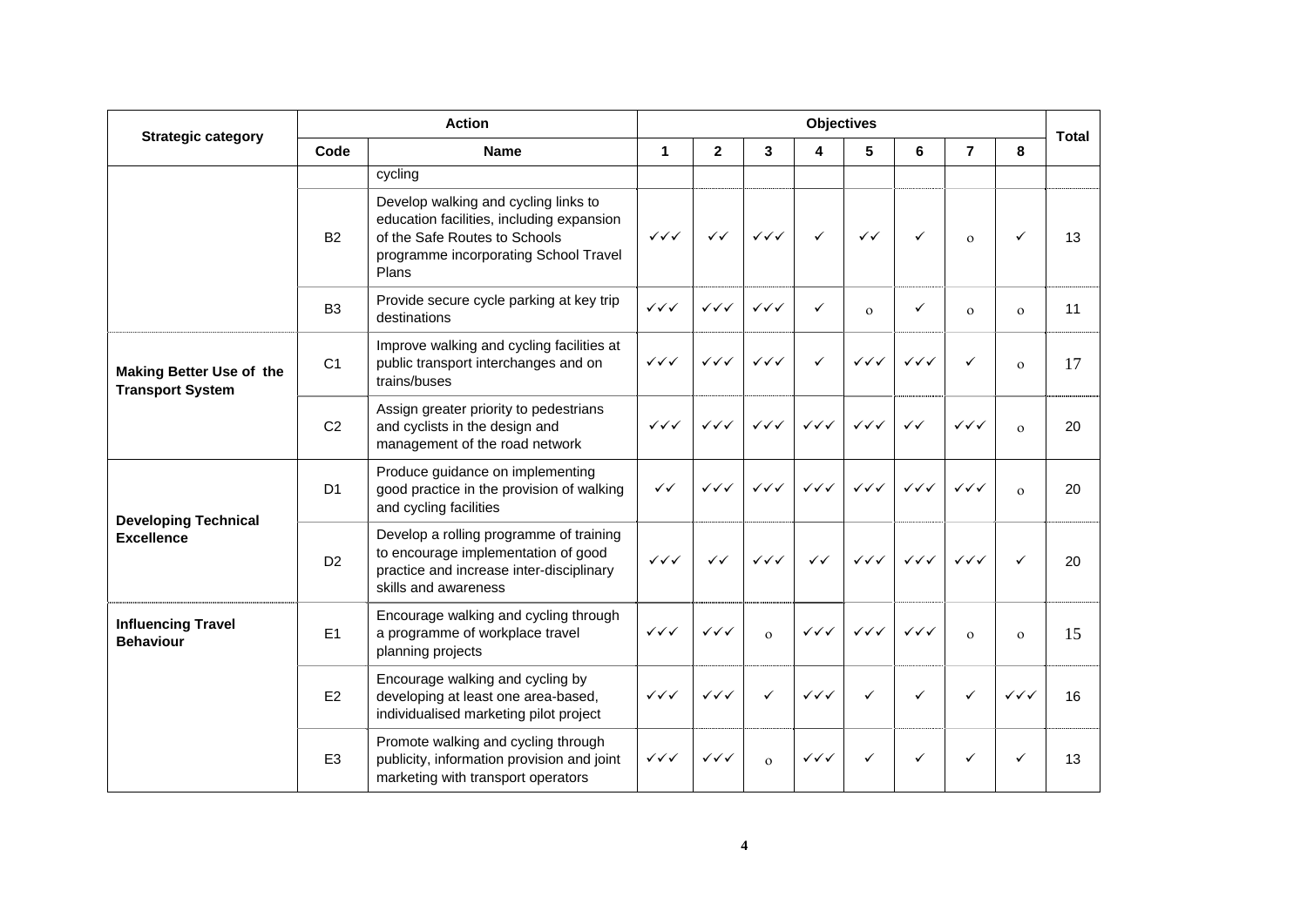| Strategic category | Action | | Objectives | | | | | | | | Total |
|---|---|---|---|---|---|---|---|---|---|---|---|
| | Code | Name | 1 | 2 | 3 | 4 | 5 | 6 | 7 | 8 | |
| | | cycling | | | | | | | | | |
| | B2 | Develop walking and cycling links to education facilities, including expansion of the Safe Routes to Schools programme incorporating School Travel Plans | ✓✓✓ | ✓✓ | ✓✓✓ | ✓ | ✓✓ | ✓ | o | ✓ | 13 |
| | B3 | Provide secure cycle parking at key trip destinations | ✓✓✓ | ✓✓✓ | ✓✓✓ | ✓ | o | ✓ | o | o | 11 |
| **Making Better Use of the Transport System** | C1 | Improve walking and cycling facilities at public transport interchanges and on trains/buses | ✓✓✓ | ✓✓✓ | ✓✓✓ | ✓ | ✓✓✓ | ✓✓✓ | ✓ | o | 17 |
| | C2 | Assign greater priority to pedestrians and cyclists in the design and management of the road network | ✓✓✓ | ✓✓✓ | ✓✓✓ | ✓✓✓ | ✓✓✓ | ✓✓ | ✓✓✓ | o | 20 |
| **Developing Technical Excellence** | D1 | Produce guidance on implementing good practice in the provision of walking and cycling facilities | ✓✓ | ✓✓✓ | ✓✓✓ | ✓✓✓ | ✓✓✓ | ✓✓✓ | ✓✓✓ | o | 20 |
| | D2 | Develop a rolling programme of training to encourage implementation of good practice and increase inter-disciplinary skills and awareness | ✓✓✓ | ✓✓ | ✓✓✓ | ✓✓ | ✓✓✓ | ✓✓✓ | ✓✓✓ | ✓ | 20 |
| **Influencing Travel Behaviour** | E1 | Encourage walking and cycling through a programme of workplace travel planning projects | ✓✓✓ | ✓✓✓ | o | ✓✓✓ | ✓✓✓ | ✓✓✓ | o | o | 15 |
| | E2 | Encourage walking and cycling by developing at least one area-based, individualised marketing pilot project | ✓✓✓ | ✓✓✓ | ✓ | ✓✓✓ | ✓ | ✓ | ✓ | ✓✓✓ | 16 |
| | E3 | Promote walking and cycling through publicity, information provision and joint marketing with transport operators | ✓✓✓ | ✓✓✓ | o | ✓✓✓ | ✓ | ✓ | ✓ | ✓ | 13 |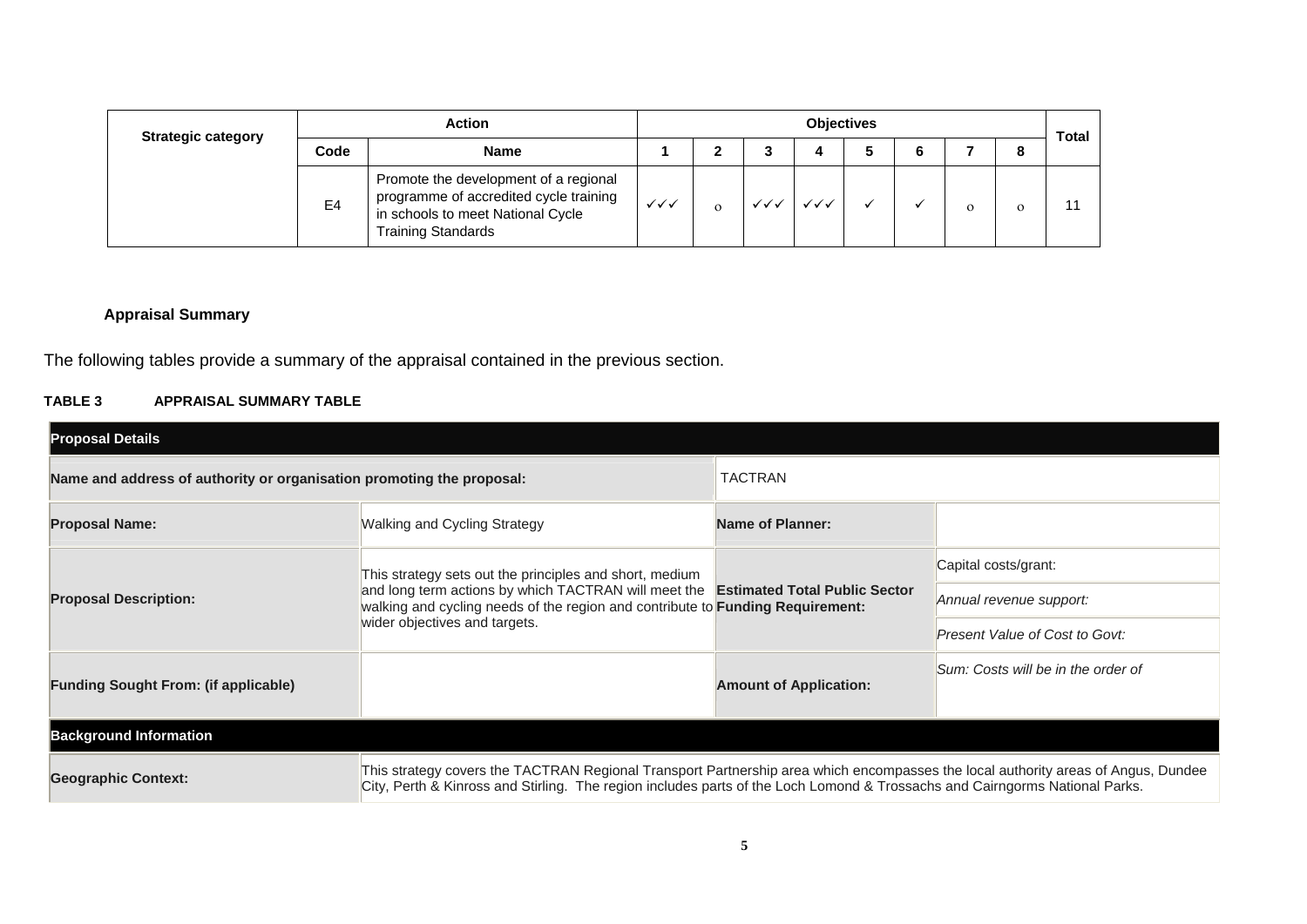| Strategic category | Action | | Objectives | | | | | | | | Total |
|---|---|---|---|---|---|---|---|---|---|---|---|
| | Code | Name | 1 | 2 | 3 | 4 | 5 | 6 | 7 | 8 | |
| | E4 | Promote the development of a regional programme of accredited cycle training in schools to meet National Cycle Training Standards | ✓✓✓ | o | ✓✓✓ | ✓✓✓ | ✓ | ✓ | o | o | 11 |

**Appraisal Summary**

The following tables provide a summary of the appraisal contained in the previous section.

**TABLE 3　　APPRAISAL SUMMARY TABLE**

| **Proposal Details** | | | |
|---|---|---|---|
| **Name and address of authority or organisation promoting the proposal:** | | TACTRAN | |
| **Proposal Name:** | Walking and Cycling Strategy | **Name of Planner:** | |
| **Proposal Description:** | This strategy sets out the principles and short, medium and long term actions by which TACTRAN will meet the walking and cycling needs of the region and contribute to wider objectives and targets. | **Estimated Total Public Sector Funding Requirement:** | Capital costs/grant: |
| | | | *Annual revenue support:* |
| | | | *Present Value of Cost to Govt:* |
| **Funding Sought From: (if applicable)** | | **Amount of Application:** | *Sum: Costs will be in the order of* |
| **Background Information** | | | |
| **Geographic Context:** | This strategy covers the TACTRAN Regional Transport Partnership area which encompasses the local authority areas of Angus, Dundee City, Perth & Kinross and Stirling. The region includes parts of the Loch Lomond & Trossachs and Cairngorms National Parks. | | |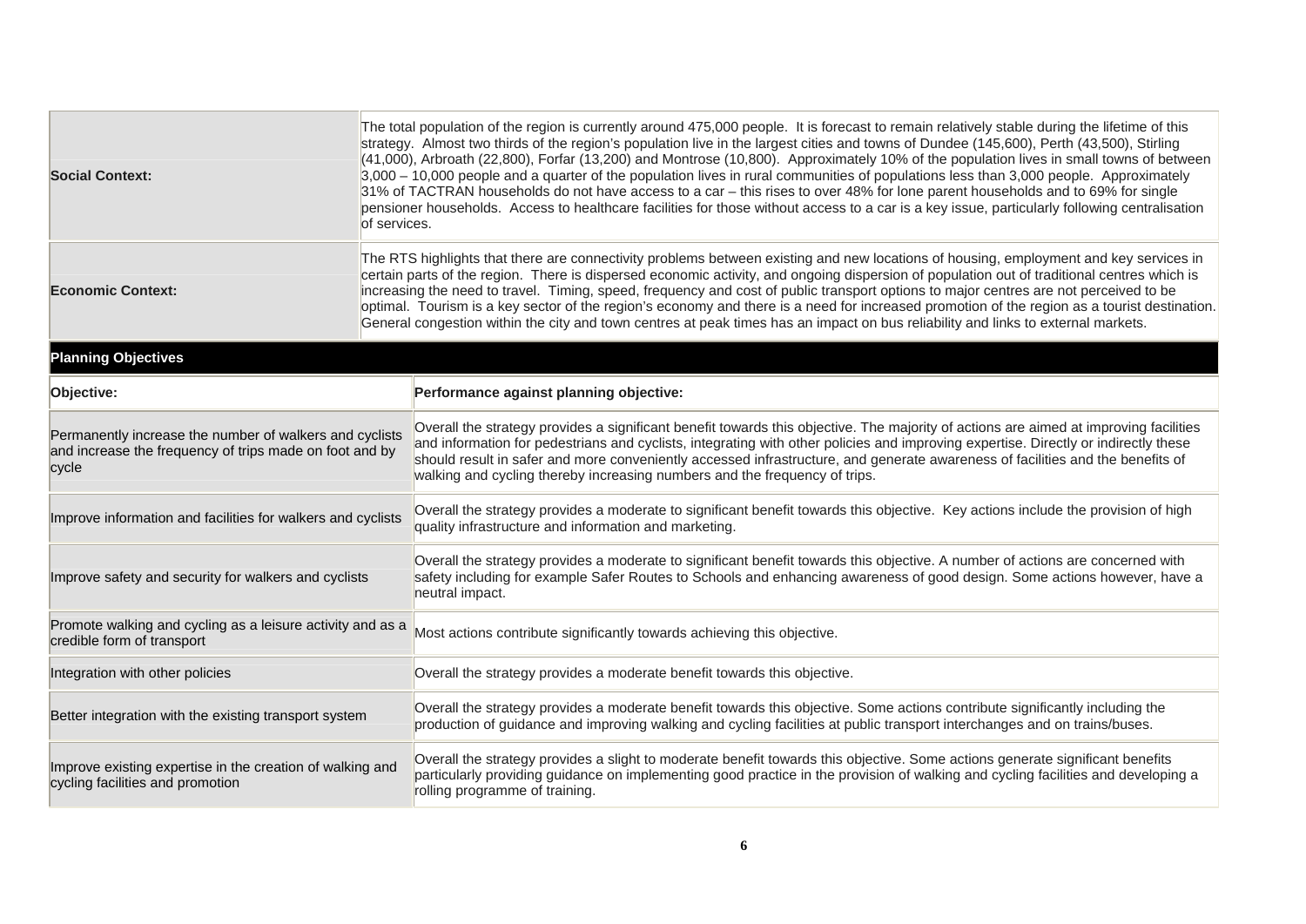| | |
|---|---|
| **Social Context:** | The total population of the region is currently around 475,000 people. It is forecast to remain relatively stable during the lifetime of this strategy. Almost two thirds of the region's population live in the largest cities and towns of Dundee (145,600), Perth (43,500), Stirling (41,000), Arbroath (22,800), Forfar (13,200) and Montrose (10,800). Approximately 10% of the population lives in small towns of between 3,000 – 10,000 people and a quarter of the population lives in rural communities of populations less than 3,000 people. Approximately 31% of TACTRAN households do not have access to a car – this rises to over 48% for lone parent households and to 69% for single pensioner households. Access to healthcare facilities for those without access to a car is a key issue, particularly following centralisation of services. |
| **Economic Context:** | The RTS highlights that there are connectivity problems between existing and new locations of housing, employment and key services in certain parts of the region. There is dispersed economic activity, and ongoing dispersion of population out of traditional centres which is increasing the need to travel. Timing, speed, frequency and cost of public transport options to major centres are not perceived to be optimal. Tourism is a key sector of the region's economy and there is a need for increased promotion of the region as a tourist destination. General congestion within the city and town centres at peak times has an impact on bus reliability and links to external markets. |

**Planning Objectives**

| **Objective:** | **Performance against planning objective:** |
|---|---|
| Permanently increase the number of walkers and cyclists and increase the frequency of trips made on foot and by cycle | Overall the strategy provides a significant benefit towards this objective. The majority of actions are aimed at improving facilities and information for pedestrians and cyclists, integrating with other policies and improving expertise. Directly or indirectly these should result in safer and more conveniently accessed infrastructure, and generate awareness of facilities and the benefits of walking and cycling thereby increasing numbers and the frequency of trips. |
| Improve information and facilities for walkers and cyclists | Overall the strategy provides a moderate to significant benefit towards this objective. Key actions include the provision of high quality infrastructure and information and marketing. |
| Improve safety and security for walkers and cyclists | Overall the strategy provides a moderate to significant benefit towards this objective. A number of actions are concerned with safety including for example Safer Routes to Schools and enhancing awareness of good design. Some actions however, have a neutral impact. |
| Promote walking and cycling as a leisure activity and as a credible form of transport | Most actions contribute significantly towards achieving this objective. |
| Integration with other policies | Overall the strategy provides a moderate benefit towards this objective. |
| Better integration with the existing transport system | Overall the strategy provides a moderate benefit towards this objective. Some actions contribute significantly including the production of guidance and improving walking and cycling facilities at public transport interchanges and on trains/buses. |
| Improve existing expertise in the creation of walking and cycling facilities and promotion | Overall the strategy provides a slight to moderate benefit towards this objective. Some actions generate significant benefits particularly providing guidance on implementing good practice in the provision of walking and cycling facilities and developing a rolling programme of training. |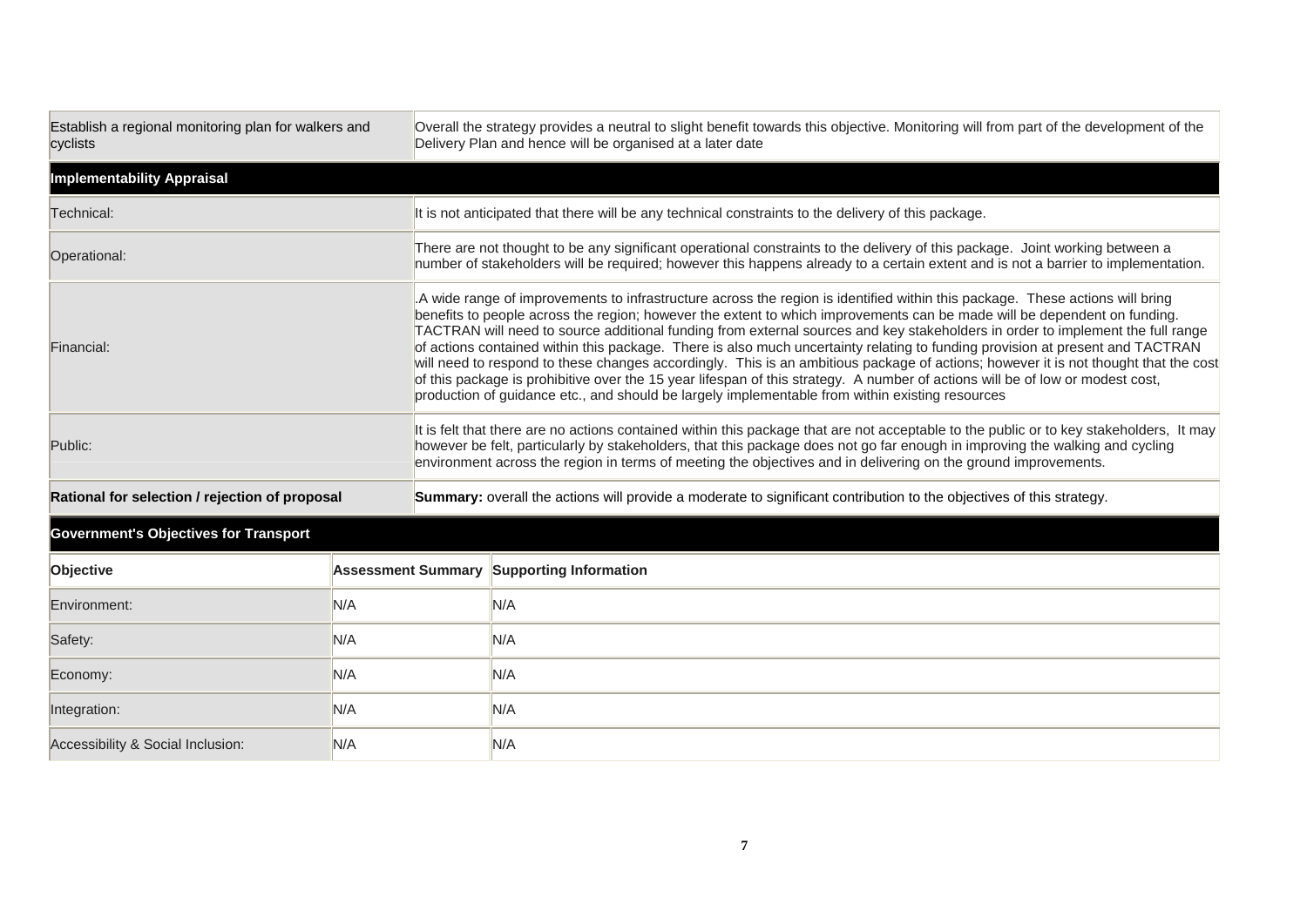| | |
|---|---|
| Establish a regional monitoring plan for walkers and cyclists | Overall the strategy provides a neutral to slight benefit towards this objective. Monitoring will from part of the development of the Delivery Plan and hence will be organised at a later date |

| **Implementability Appraisal** | |
|---|---|
| Technical: | It is not anticipated that there will be any technical constraints to the delivery of this package. |
| Operational: | There are not thought to be any significant operational constraints to the delivery of this package. Joint working between a number of stakeholders will be required; however this happens already to a certain extent and is not a barrier to implementation. |
| Financial: | .A wide range of improvements to infrastructure across the region is identified within this package. These actions will bring benefits to people across the region; however the extent to which improvements can be made will be dependent on funding. TACTRAN will need to source additional funding from external sources and key stakeholders in order to implement the full range of actions contained within this package. There is also much uncertainty relating to funding provision at present and TACTRAN will need to respond to these changes accordingly. This is an ambitious package of actions; however it is not thought that the cost of this package is prohibitive over the 15 year lifespan of this strategy. A number of actions will be of low or modest cost, production of guidance etc., and should be largely implementable from within existing resources |
| Public: | It is felt that there are no actions contained within this package that are not acceptable to the public or to key stakeholders, It may however be felt, particularly by stakeholders, that this package does not go far enough in improving the walking and cycling environment across the region in terms of meeting the objectives and in delivering on the ground improvements. |
| **Rational for selection / rejection of proposal** | **Summary:** overall the actions will provide a moderate to significant contribution to the objectives of this strategy. |

**Government's Objectives for Transport**

| **Objective** | **Assessment Summary** | **Supporting Information** |
|---|---|---|
| Environment: | N/A | N/A |
| Safety: | N/A | N/A |
| Economy: | N/A | N/A |
| Integration: | N/A | N/A |
| Accessibility & Social Inclusion: | N/A | N/A |